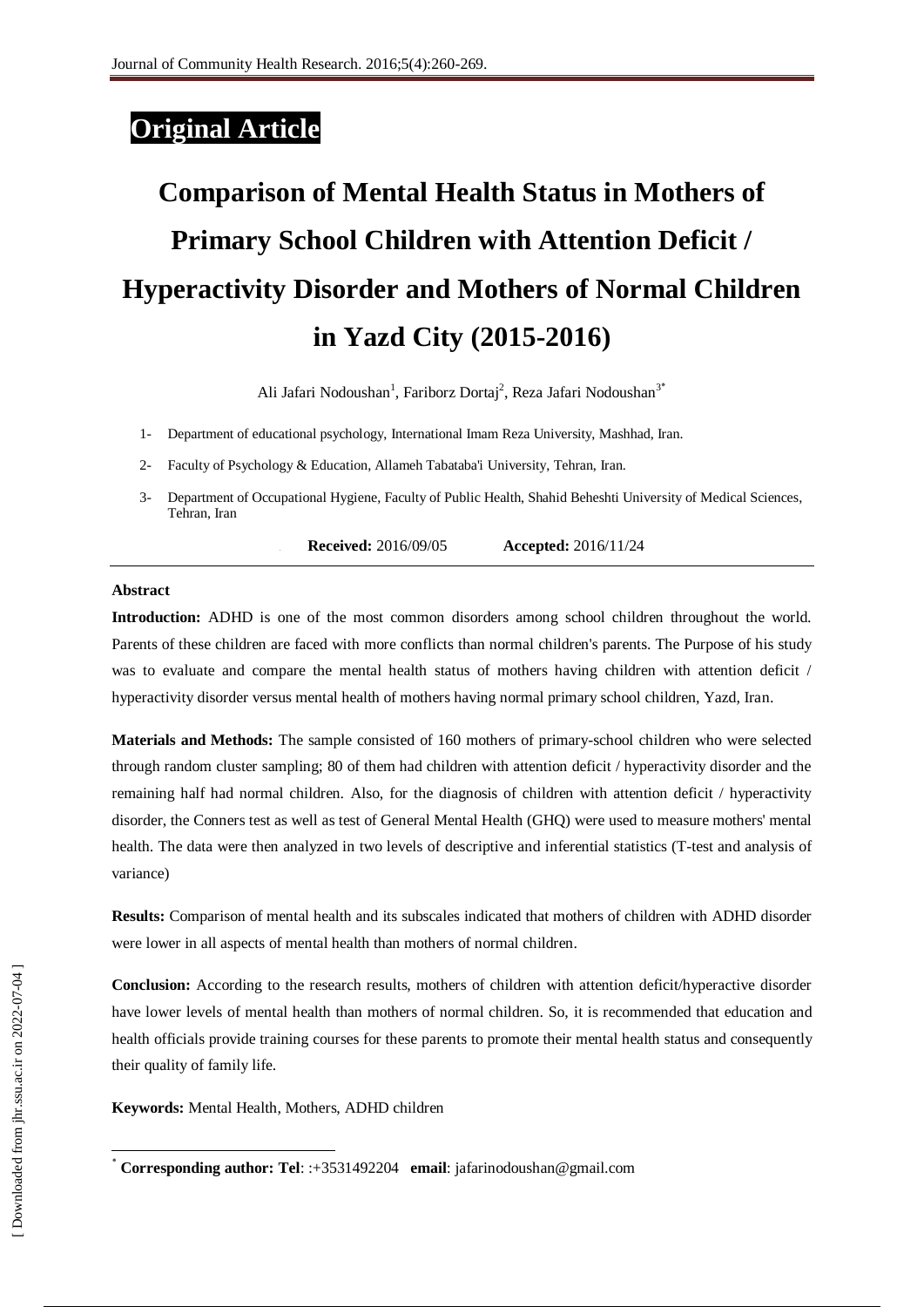Original Article

# Comparison of Mental Health Status in Mothers of Primary School Children with Attention Deficit / Hyperactivity Disorder and Mothers of Normal Children in Yazd City (2015-2016)

Ali Jafari Nodoushan[1], Fariborz Dortaj[2], Reza Jafari Nodoushan[3*]

1- Department of educational psychology, International Imam Reza University, Mashhad, Iran.

2- Faculty of Psychology & Education, Allameh Tabataba'i University, Tehran, Iran.

3- Department of Occupational Hygiene, Faculty of Public Health, Shahid Beheshti University of Medical Sciences, Tehran, Iran

**Received:** 2016/09/05 **Accepted:** 2016/11/24

## Abstract

**Introduction:** ADHD is one of the most common disorders among school children throughout the world. Parents of these children are faced with more conflicts than normal children's parents. The Purpose of his study was to evaluate and compare the mental health status of mothers having children with attention deficit / hyperactivity disorder versus mental health of mothers having normal primary school children, Yazd, Iran.

**Materials and Methods:** The sample consisted of 160 mothers of primary-school children who were selected through random cluster sampling; 80 of them had children with attention deficit / hyperactivity disorder and the remaining half had normal children. Also, for the diagnosis of children with attention deficit / hyperactivity disorder, the Conners test as well as test of General Mental Health (GHQ) were used to measure mothers' mental health. The data were then analyzed in two levels of descriptive and inferential statistics (T-test and analysis of variance)

**Results:** Comparison of mental health and its subscales indicated that mothers of children with ADHD disorder were lower in all aspects of mental health than mothers of normal children.

**Conclusion:** According to the research results, mothers of children with attention deficit/hyperactive disorder have lower levels of mental health than mothers of normal children. So, it is recommended that education and health officials provide training courses for these parents to promote their mental health status and consequently their quality of family life.

**Keywords:** Mental Health, Mothers, ADHD children

[*] **Corresponding author: Tel**: :+3531492204 **email**: jafarinodoushan@gmail.com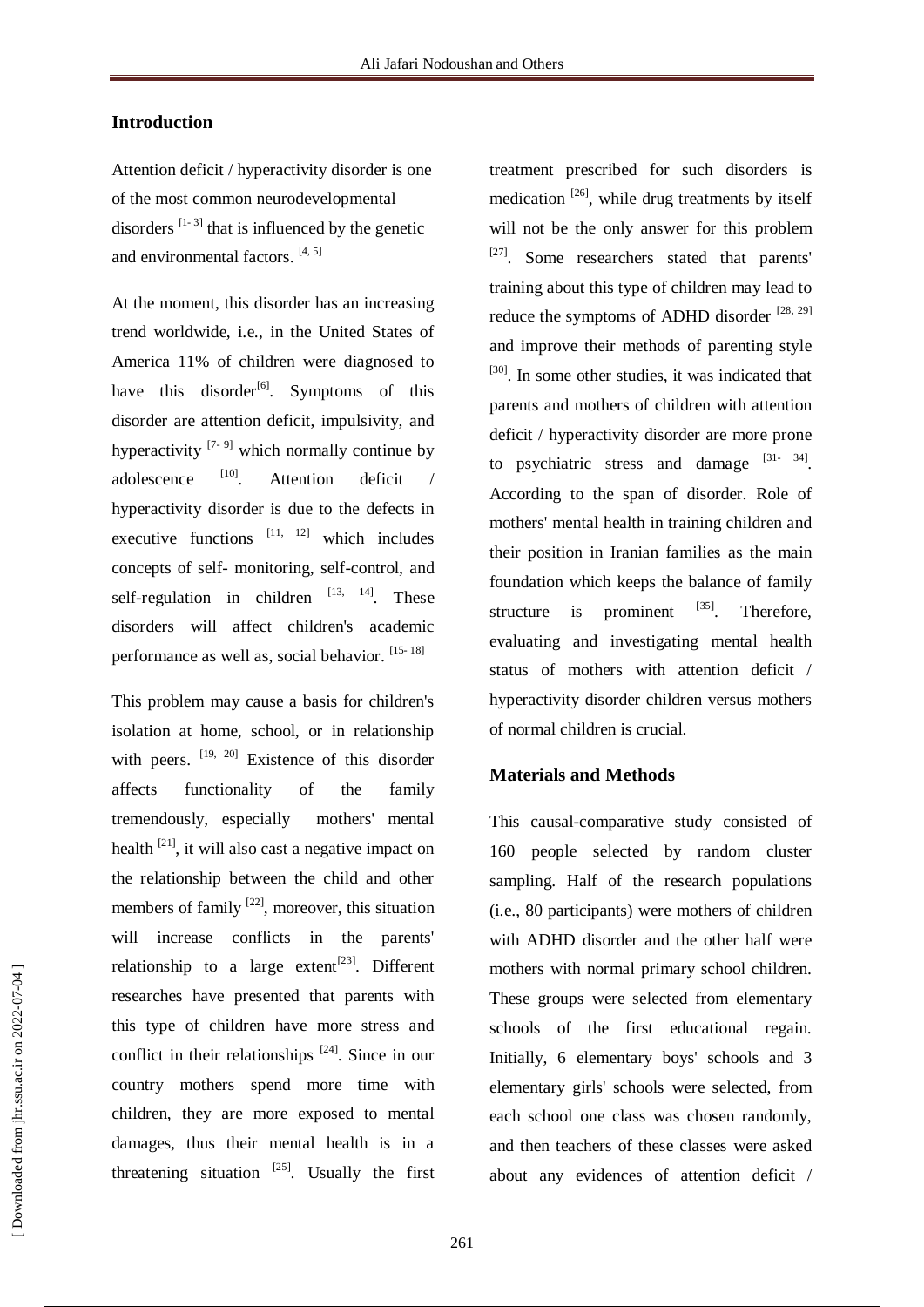## Introduction

Attention deficit / hyperactivity disorder is one of the most common neurodevelopmental disorders [1- 3] that is influenced by the genetic and environmental factors. [4, 5]

At the moment, this disorder has an increasing trend worldwide, i.e., in the United States of America 11% of children were diagnosed to have this disorder[6]. Symptoms of this disorder are attention deficit, impulsivity, and hyperactivity [7- 9] which normally continue by adolescence [10]. Attention deficit / hyperactivity disorder is due to the defects in executive functions [11, 12] which includes concepts of self- monitoring, self-control, and self-regulation in children [13, 14]. These disorders will affect children's academic performance as well as, social behavior. [15- 18]

This problem may cause a basis for children's isolation at home, school, or in relationship with peers. [19, 20] Existence of this disorder affects functionality of the family tremendously, especially mothers' mental health [21], it will also cast a negative impact on the relationship between the child and other members of family [22], moreover, this situation will increase conflicts in the parents' relationship to a large extent[23]. Different researches have presented that parents with this type of children have more stress and conflict in their relationships [24]. Since in our country mothers spend more time with children, they are more exposed to mental damages, thus their mental health is in a threatening situation [25]. Usually the first treatment prescribed for such disorders is medication [26], while drug treatments by itself will not be the only answer for this problem [27]. Some researchers stated that parents' training about this type of children may lead to reduce the symptoms of ADHD disorder [28, 29] and improve their methods of parenting style [30]. In some other studies, it was indicated that parents and mothers of children with attention deficit / hyperactivity disorder are more prone to psychiatric stress and damage [31- 34]. According to the span of disorder. Role of mothers' mental health in training children and their position in Iranian families as the main foundation which keeps the balance of family structure is prominent [35]. Therefore, evaluating and investigating mental health status of mothers with attention deficit / hyperactivity disorder children versus mothers of normal children is crucial.

## Materials and Methods

This causal-comparative study consisted of 160 people selected by random cluster sampling. Half of the research populations (i.e., 80 participants) were mothers of children with ADHD disorder and the other half were mothers with normal primary school children. These groups were selected from elementary schools of the first educational regain. Initially, 6 elementary boys' schools and 3 elementary girls' schools were selected, from each school one class was chosen randomly, and then teachers of these classes were asked about any evidences of attention deficit /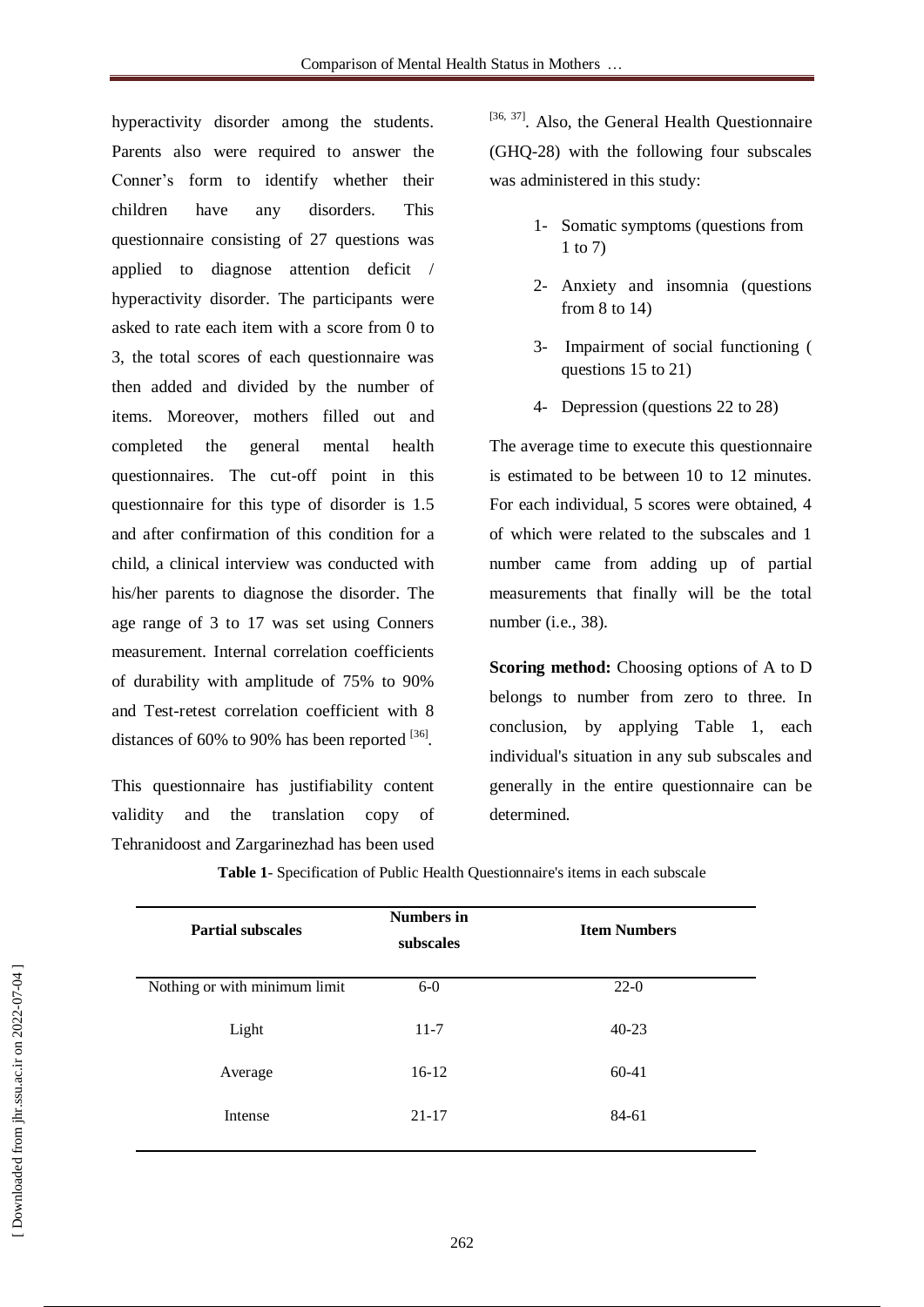hyperactivity disorder among the students. Parents also were required to answer the Conner's form to identify whether their children have any disorders. This questionnaire consisting of 27 questions was applied to diagnose attention deficit / hyperactivity disorder. The participants were asked to rate each item with a score from 0 to 3, the total scores of each questionnaire was then added and divided by the number of items. Moreover, mothers filled out and completed the general mental health questionnaires. The cut-off point in this questionnaire for this type of disorder is 1.5 and after confirmation of this condition for a child, a clinical interview was conducted with his/her parents to diagnose the disorder. The age range of 3 to 17 was set using Conners measurement. Internal correlation coefficients of durability with amplitude of 75% to 90% and Test-retest correlation coefficient with 8 distances of 60% to 90% has been reported [36].

This questionnaire has justifiability content validity and the translation copy of Tehranidoost and Zargarinezhad has been used [36, 37]. Also, the General Health Questionnaire (GHQ-28) with the following four subscales was administered in this study:

1- Somatic symptoms (questions from 1 to 7)
2- Anxiety and insomnia (questions from 8 to 14)
3- Impairment of social functioning ( questions 15 to 21)
4- Depression (questions 22 to 28)

The average time to execute this questionnaire is estimated to be between 10 to 12 minutes. For each individual, 5 scores were obtained, 4 of which were related to the subscales and 1 number came from adding up of partial measurements that finally will be the total number (i.e., 38).

**Scoring method:** Choosing options of A to D belongs to number from zero to three. In conclusion, by applying Table 1, each individual's situation in any sub subscales and generally in the entire questionnaire can be determined.

**Table 1**- Specification of Public Health Questionnaire's items in each subscale

| Partial subscales | Numbers in subscales | Item Numbers |
|---|---|---|
| Nothing or with minimum limit | 6-0 | 22-0 |
| Light | 11-7 | 40-23 |
| Average | 16-12 | 60-41 |
| Intense | 21-17 | 84-61 |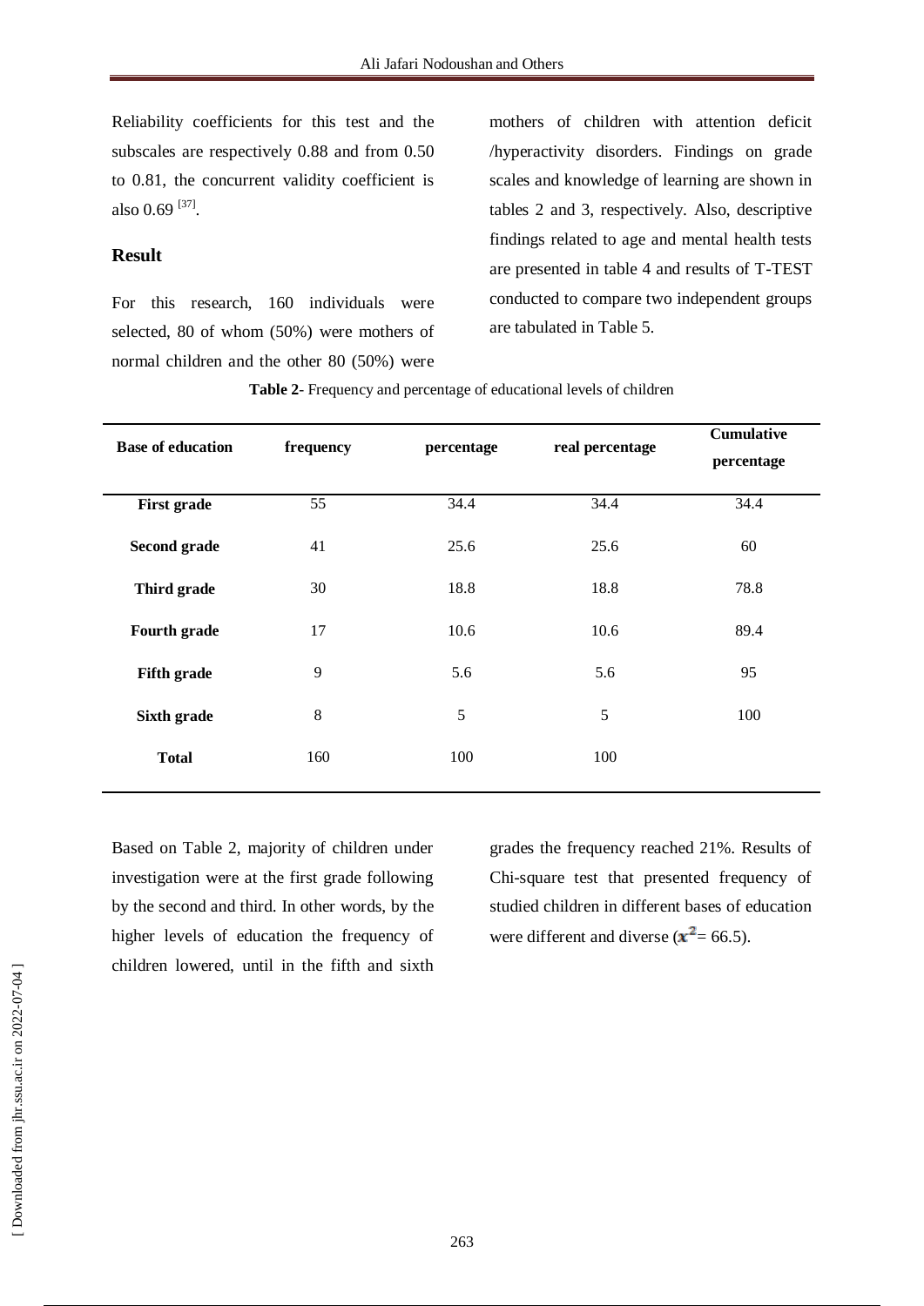Reliability coefficients for this test and the subscales are respectively 0.88 and from 0.50 to 0.81, the concurrent validity coefficient is also 0.69 [37].

## Result

For this research, 160 individuals were selected, 80 of whom (50%) were mothers of normal children and the other 80 (50%) were mothers of children with attention deficit /hyperactivity disorders. Findings on grade scales and knowledge of learning are shown in tables 2 and 3, respectively. Also, descriptive findings related to age and mental health tests are presented in table 4 and results of T-TEST conducted to compare two independent groups are tabulated in Table 5.

**Table 2**- Frequency and percentage of educational levels of children

| Base of education | frequency | percentage | real percentage | Cumulative percentage |
|---|---|---|---|---|
| **First grade** | 55 | 34.4 | 34.4 | 34.4 |
| **Second grade** | 41 | 25.6 | 25.6 | 60 |
| **Third grade** | 30 | 18.8 | 18.8 | 78.8 |
| **Fourth grade** | 17 | 10.6 | 10.6 | 89.4 |
| **Fifth grade** | 9 | 5.6 | 5.6 | 95 |
| **Sixth grade** | 8 | 5 | 5 | 100 |
| **Total** | 160 | 100 | 100 | |

Based on Table 2, majority of children under investigation were at the first grade following by the second and third. In other words, by the higher levels of education the frequency of children lowered, until in the fifth and sixth grades the frequency reached 21%. Results of Chi-square test that presented frequency of studied children in different bases of education were different and diverse ($x^2$= 66.5).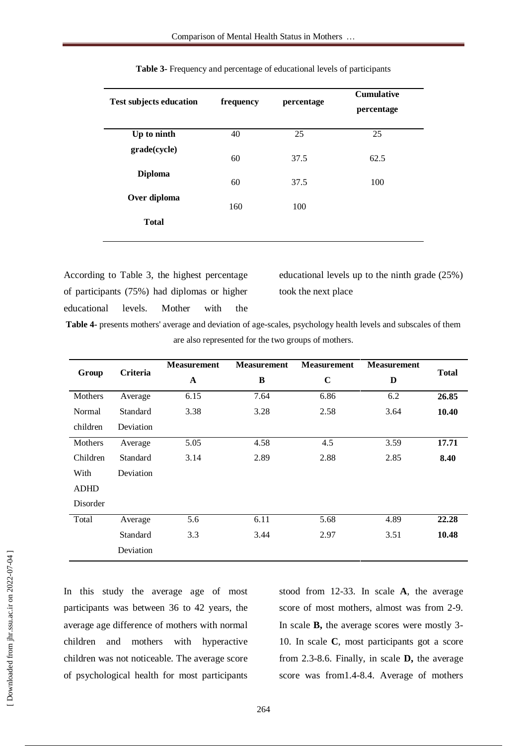**Table 3**- Frequency and percentage of educational levels of participants

| Test subjects education | frequency | percentage | Cumulative percentage |
|---|---|---|---|
| Up to ninth grade(cycle) | 40 | 25 | 25 |
| Diploma | 60 | 37.5 | 62.5 |
| Over diploma | 60 | 37.5 | 100 |
| Total | 160 | 100 | |

According to Table 3, the highest percentage of participants (75%) had diplomas or higher educational levels. Mother with the educational levels up to the ninth grade (25%) took the next place

**Table 4**- presents mothers' average and deviation of age-scales, psychology health levels and subscales of them are also represented for the two groups of mothers.

| Group | Criteria | Measurement A | Measurement B | Measurement C | Measurement D | Total |
|---|---|---|---|---|---|---|
| Mothers Normal children | Average | 6.15 | 7.64 | 6.86 | 6.2 | **26.85** |
| | Standard Deviation | 3.38 | 3.28 | 2.58 | 3.64 | **10.40** |
| Mothers Children With ADHD Disorder | Average | 5.05 | 4.58 | 4.5 | 3.59 | **17.71** |
| | Standard Deviation | 3.14 | 2.89 | 2.88 | 2.85 | **8.40** |
| Total | Average | 5.6 | 6.11 | 5.68 | 4.89 | **22.28** |
| | Standard Deviation | 3.3 | 3.44 | 2.97 | 3.51 | **10.48** |

In this study the average age of most participants was between 36 to 42 years, the average age difference of mothers with normal children and mothers with hyperactive children was not noticeable. The average score of psychological health for most participants stood from 12-33. In scale **A**, the average score of most mothers, almost was from 2-9. In scale **B,** the average scores were mostly 3-10. In scale **C**, most participants got a score from 2.3-8.6. Finally, in scale **D,** the average score was from1.4-8.4. Average of mothers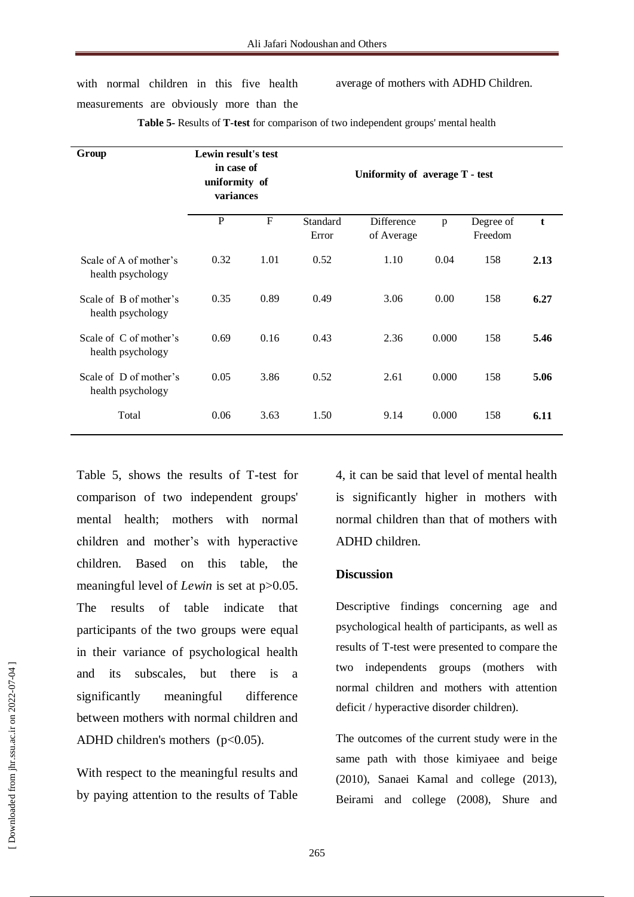with normal children in this five health measurements are obviously more than the average of mothers with ADHD Children.

**Table 5-** Results of **T-test** for comparison of two independent groups' mental health

| Group | Lewin result's test in case of uniformity of variances | | Uniformity of average T - test | | | | |
|---|---|---|---|---|---|---|---|
| | P | F | Standard Error | Difference of Average | p | Degree of Freedom | t |
| Scale of A of mother's health psychology | 0.32 | 1.01 | 0.52 | 1.10 | 0.04 | 158 | **2.13** |
| Scale of B of mother's health psychology | 0.35 | 0.89 | 0.49 | 3.06 | 0.00 | 158 | **6.27** |
| Scale of C of mother's health psychology | 0.69 | 0.16 | 0.43 | 2.36 | 0.000 | 158 | **5.46** |
| Scale of D of mother's health psychology | 0.05 | 3.86 | 0.52 | 2.61 | 0.000 | 158 | **5.06** |
| Total | 0.06 | 3.63 | 1.50 | 9.14 | 0.000 | 158 | **6.11** |

Table 5, shows the results of T-test for comparison of two independent groups' mental health; mothers with normal children and mother's with hyperactive children. Based on this table, the meaningful level of *Lewin* is set at $p>0.05$. The results of table indicate that participants of the two groups were equal in their variance of psychological health and its subscales, but there is a significantly meaningful difference between mothers with normal children and ADHD children's mothers ($p<0.05$).

With respect to the meaningful results and by paying attention to the results of Table 4, it can be said that level of mental health is significantly higher in mothers with normal children than that of mothers with ADHD children.

## Discussion

Descriptive findings concerning age and psychological health of participants, as well as results of T-test were presented to compare the two independents groups (mothers with normal children and mothers with attention deficit / hyperactive disorder children).

The outcomes of the current study were in the same path with those kimiyaee and beige (2010), Sanaei Kamal and college (2013), Beirami and college (2008), Shure and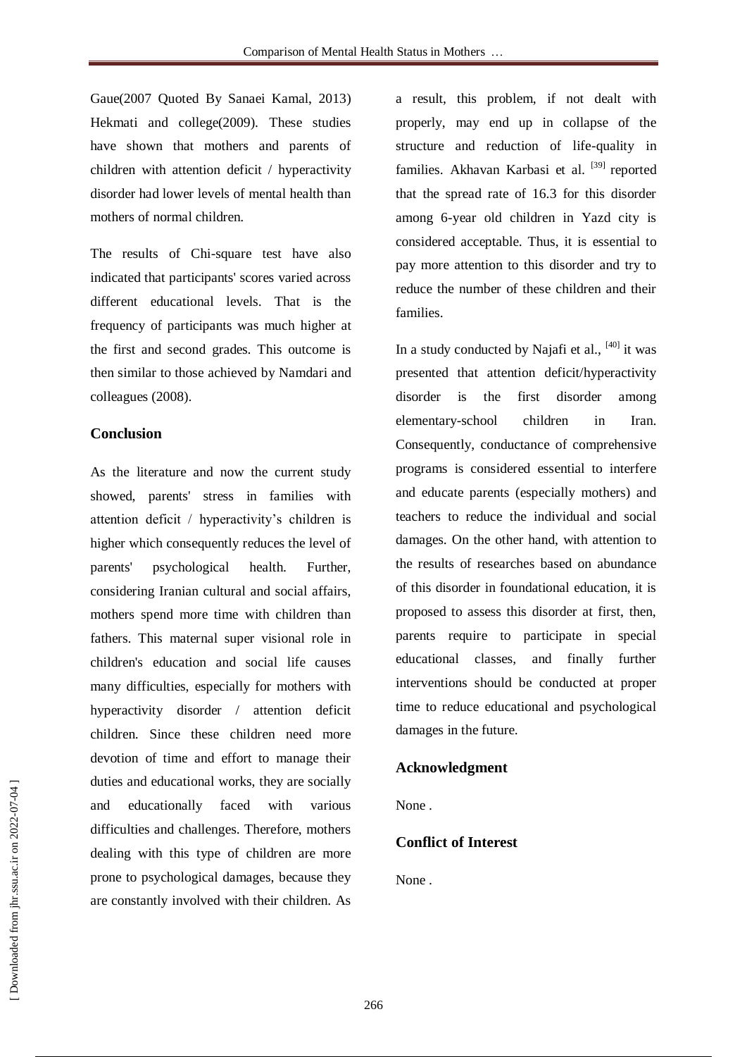Gaue(2007 Quoted By Sanaei Kamal, 2013) Hekmati and college(2009). These studies have shown that mothers and parents of children with attention deficit / hyperactivity disorder had lower levels of mental health than mothers of normal children.

The results of Chi-square test have also indicated that participants' scores varied across different educational levels. That is the frequency of participants was much higher at the first and second grades. This outcome is then similar to those achieved by Namdari and colleagues (2008).

## Conclusion

As the literature and now the current study showed, parents' stress in families with attention deficit / hyperactivity's children is higher which consequently reduces the level of parents' psychological health. Further, considering Iranian cultural and social affairs, mothers spend more time with children than fathers. This maternal super visional role in children's education and social life causes many difficulties, especially for mothers with hyperactivity disorder / attention deficit children. Since these children need more devotion of time and effort to manage their duties and educational works, they are socially and educationally faced with various difficulties and challenges. Therefore, mothers dealing with this type of children are more prone to psychological damages, because they are constantly involved with their children. As a result, this problem, if not dealt with properly, may end up in collapse of the structure and reduction of life-quality in families. Akhavan Karbasi et al. [39] reported that the spread rate of 16.3 for this disorder among 6-year old children in Yazd city is considered acceptable. Thus, it is essential to pay more attention to this disorder and try to reduce the number of these children and their families.

In a study conducted by Najafi et al., [40] it was presented that attention deficit/hyperactivity disorder is the first disorder among elementary-school children in Iran. Consequently, conductance of comprehensive programs is considered essential to interfere and educate parents (especially mothers) and teachers to reduce the individual and social damages. On the other hand, with attention to the results of researches based on abundance of this disorder in foundational education, it is proposed to assess this disorder at first, then, parents require to participate in special educational classes, and finally further interventions should be conducted at proper time to reduce educational and psychological damages in the future.

## Acknowledgment

None .

## Conflict of Interest

None .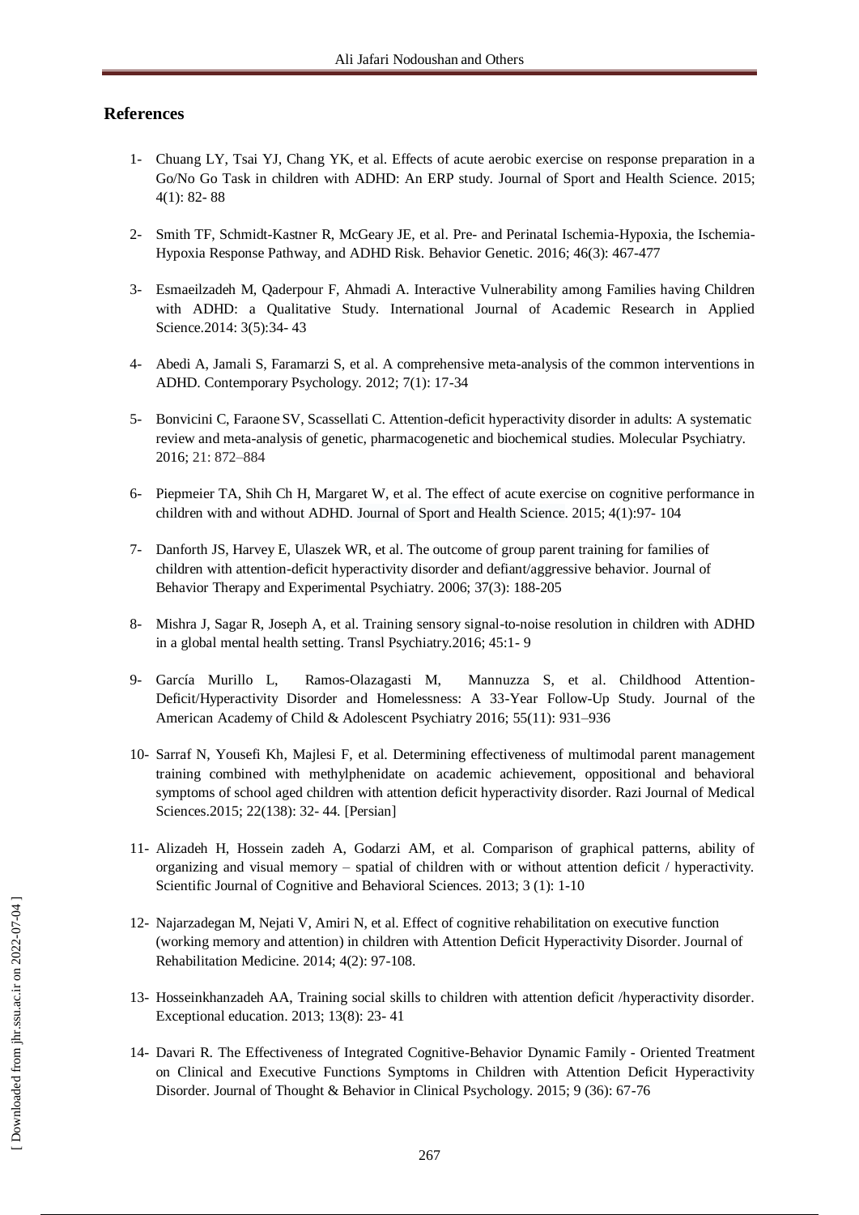## References

1- Chuang LY, Tsai YJ, Chang YK, et al. Effects of acute aerobic exercise on response preparation in a Go/No Go Task in children with ADHD: An ERP study. Journal of Sport and Health Science. 2015; 4(1): 82- 88

2- Smith TF, Schmidt-Kastner R, McGeary JE, et al. Pre- and Perinatal Ischemia-Hypoxia, the Ischemia-Hypoxia Response Pathway, and ADHD Risk. Behavior Genetic. 2016; 46(3): 467-477

3- Esmaeilzadeh M, Qaderpour F, Ahmadi A. Interactive Vulnerability among Families having Children with ADHD: a Qualitative Study. International Journal of Academic Research in Applied Science.2014: 3(5):34- 43

4- Abedi A, Jamali S, Faramarzi S, et al. A comprehensive meta-analysis of the common interventions in ADHD. Contemporary Psychology. 2012; 7(1): 17-34

5- Bonvicini C, Faraone SV, Scassellati C. Attention-deficit hyperactivity disorder in adults: A systematic review and meta-analysis of genetic, pharmacogenetic and biochemical studies. Molecular Psychiatry. 2016; 21: 872–884

6- Piepmeier TA, Shih Ch H, Margaret W, et al. The effect of acute exercise on cognitive performance in children with and without ADHD. Journal of Sport and Health Science. 2015; 4(1):97- 104

7- Danforth JS, Harvey E, Ulaszek WR, et al. The outcome of group parent training for families of children with attention-deficit hyperactivity disorder and defiant/aggressive behavior. Journal of Behavior Therapy and Experimental Psychiatry. 2006; 37(3): 188-205

8- Mishra J, Sagar R, Joseph A, et al. Training sensory signal-to-noise resolution in children with ADHD in a global mental health setting. Transl Psychiatry.2016; 45:1- 9

9- García Murillo L, Ramos-Olazagasti M, Mannuzza S, et al. Childhood Attention-Deficit/Hyperactivity Disorder and Homelessness: A 33-Year Follow-Up Study. Journal of the American Academy of Child & Adolescent Psychiatry 2016; 55(11): 931–936

10- Sarraf N, Yousefi Kh, Majlesi F, et al. Determining effectiveness of multimodal parent management training combined with methylphenidate on academic achievement, oppositional and behavioral symptoms of school aged children with attention deficit hyperactivity disorder. Razi Journal of Medical Sciences.2015; 22(138): 32- 44. [Persian]

11- Alizadeh H, Hossein zadeh A, Godarzi AM, et al. Comparison of graphical patterns, ability of organizing and visual memory – spatial of children with or without attention deficit / hyperactivity. Scientific Journal of Cognitive and Behavioral Sciences. 2013; 3 (1): 1-10

12- Najarzadegan M, Nejati V, Amiri N, et al. Effect of cognitive rehabilitation on executive function (working memory and attention) in children with Attention Deficit Hyperactivity Disorder. Journal of Rehabilitation Medicine. 2014; 4(2): 97-108.

13- Hosseinkhanzadeh AA, Training social skills to children with attention deficit /hyperactivity disorder. Exceptional education. 2013; 13(8): 23- 41

14- Davari R. The Effectiveness of Integrated Cognitive-Behavior Dynamic Family - Oriented Treatment on Clinical and Executive Functions Symptoms in Children with Attention Deficit Hyperactivity Disorder. Journal of Thought & Behavior in Clinical Psychology. 2015; 9 (36): 67-76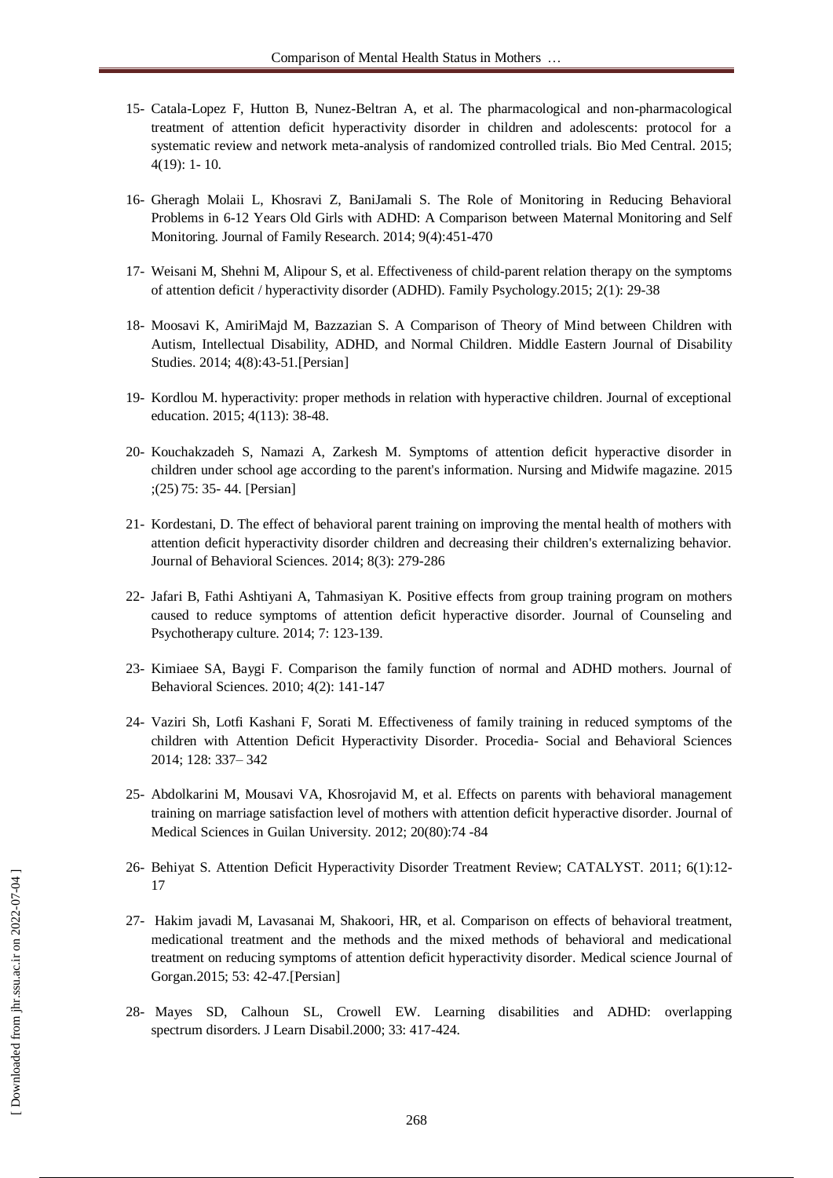15- Catala-Lopez F, Hutton B, Nunez-Beltran A, et al. The pharmacological and non-pharmacological treatment of attention deficit hyperactivity disorder in children and adolescents: protocol for a systematic review and network meta-analysis of randomized controlled trials. Bio Med Central. 2015; 4(19): 1- 10.

16- Gheragh Molaii L, Khosravi Z, BaniJamali S. The Role of Monitoring in Reducing Behavioral Problems in 6-12 Years Old Girls with ADHD: A Comparison between Maternal Monitoring and Self Monitoring. Journal of Family Research. 2014; 9(4):451-470

17- Weisani M, Shehni M, Alipour S, et al. Effectiveness of child-parent relation therapy on the symptoms of attention deficit / hyperactivity disorder (ADHD). Family Psychology.2015; 2(1): 29-38

18- Moosavi K, AmiriMajd M, Bazzazian S. A Comparison of Theory of Mind between Children with Autism, Intellectual Disability, ADHD, and Normal Children. Middle Eastern Journal of Disability Studies. 2014; 4(8):43-51.[Persian]

19- Kordlou M. hyperactivity: proper methods in relation with hyperactive children. Journal of exceptional education. 2015; 4(113): 38-48.

20- Kouchakzadeh S, Namazi A, Zarkesh M. Symptoms of attention deficit hyperactive disorder in children under school age according to the parent's information. Nursing and Midwife magazine. 2015 ;(25) 75: 35- 44. [Persian]

21- Kordestani, D. The effect of behavioral parent training on improving the mental health of mothers with attention deficit hyperactivity disorder children and decreasing their children's externalizing behavior. Journal of Behavioral Sciences. 2014; 8(3): 279-286

22- Jafari B, Fathi Ashtiyani A, Tahmasiyan K. Positive effects from group training program on mothers caused to reduce symptoms of attention deficit hyperactive disorder. Journal of Counseling and Psychotherapy culture. 2014; 7: 123-139.

23- Kimiaee SA, Baygi F. Comparison the family function of normal and ADHD mothers. Journal of Behavioral Sciences. 2010; 4(2): 141-147

24- Vaziri Sh, Lotfi Kashani F, Sorati M. Effectiveness of family training in reduced symptoms of the children with Attention Deficit Hyperactivity Disorder. Procedia- Social and Behavioral Sciences 2014; 128: 337– 342

25- Abdolkarini M, Mousavi VA, Khosrojavid M, et al. Effects on parents with behavioral management training on marriage satisfaction level of mothers with attention deficit hyperactive disorder. Journal of Medical Sciences in Guilan University. 2012; 20(80):74 -84

26- Behiyat S. Attention Deficit Hyperactivity Disorder Treatment Review; CATALYST. 2011; 6(1):12-17

27- Hakim javadi M, Lavasanai M, Shakoori, HR, et al. Comparison on effects of behavioral treatment, medicational treatment and the methods and the mixed methods of behavioral and medicational treatment on reducing symptoms of attention deficit hyperactivity disorder. Medical science Journal of Gorgan.2015; 53: 42-47.[Persian]

28- Mayes SD, Calhoun SL, Crowell EW. Learning disabilities and ADHD: overlapping spectrum disorders. J Learn Disabil.2000; 33: 417-424.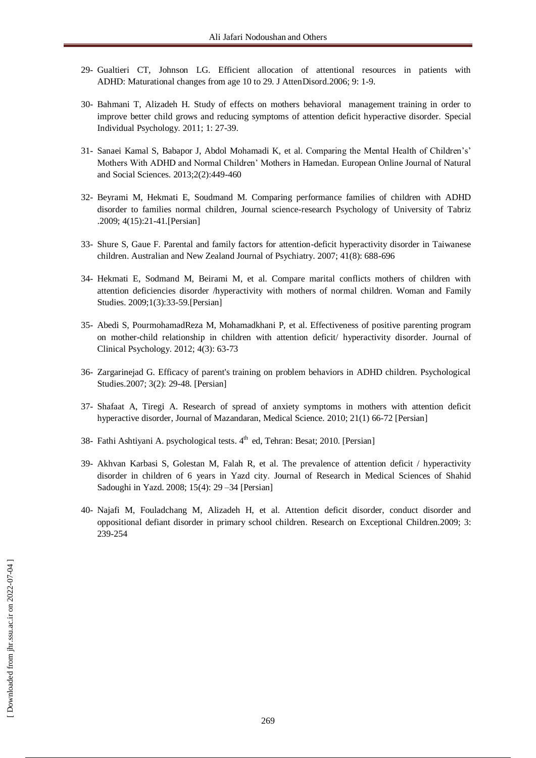29- Gualtieri CT, Johnson LG. Efficient allocation of attentional resources in patients with ADHD: Maturational changes from age 10 to 29. J AttenDisord.2006; 9: 1-9.

30- Bahmani T, Alizadeh H. Study of effects on mothers behavioral management training in order to improve better child grows and reducing symptoms of attention deficit hyperactive disorder. Special Individual Psychology. 2011; 1: 27-39.

31- Sanaei Kamal S, Babapor J, Abdol Mohamadi K, et al. Comparing the Mental Health of Children's' Mothers With ADHD and Normal Children' Mothers in Hamedan. European Online Journal of Natural and Social Sciences. 2013;2(2):449-460

32- Beyrami M, Hekmati E, Soudmand M. Comparing performance families of children with ADHD disorder to families normal children, Journal science-research Psychology of University of Tabriz .2009; 4(15):21-41.[Persian]

33- Shure S, Gaue F. Parental and family factors for attention-deficit hyperactivity disorder in Taiwanese children. Australian and New Zealand Journal of Psychiatry. 2007; 41(8): 688-696

34- Hekmati E, Sodmand M, Beirami M, et al. Compare marital conflicts mothers of children with attention deficiencies disorder /hyperactivity with mothers of normal children. Woman and Family Studies. 2009;1(3):33-59.[Persian]

35- Abedi S, PourmohamadReza M, Mohamadkhani P, et al. Effectiveness of positive parenting program on mother-child relationship in children with attention deficit/ hyperactivity disorder. Journal of Clinical Psychology. 2012; 4(3): 63-73

36- Zargarinejad G. Efficacy of parent's training on problem behaviors in ADHD children. Psychological Studies.2007; 3(2): 29-48. [Persian]

37- Shafaat A, Tiregi A. Research of spread of anxiety symptoms in mothers with attention deficit hyperactive disorder, Journal of Mazandaran, Medical Science. 2010; 21(1) 66-72 [Persian]

38- Fathi Ashtiyani A. psychological tests. 4th ed, Tehran: Besat; 2010. [Persian]

39- Akhvan Karbasi S, Golestan M, Falah R, et al. The prevalence of attention deficit / hyperactivity disorder in children of 6 years in Yazd city. Journal of Research in Medical Sciences of Shahid Sadoughi in Yazd. 2008; 15(4): 29 –34 [Persian]

40- Najafi M, Fouladchang M, Alizadeh H, et al. Attention deficit disorder, conduct disorder and oppositional defiant disorder in primary school children. Research on Exceptional Children.2009; 3: 239-254